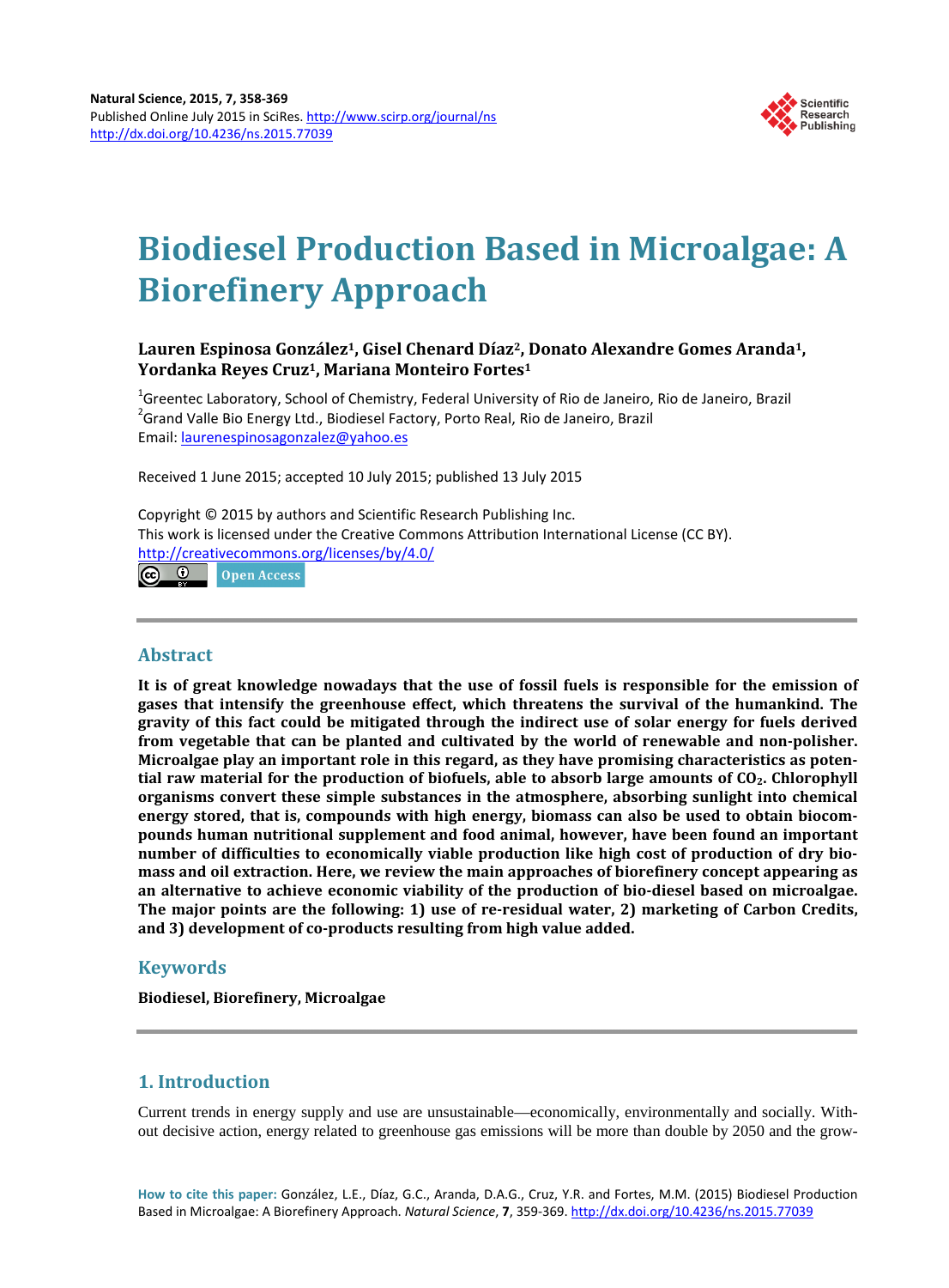# Biodiesel Production Based in Microalgae: A Biorefinery Approach

**Lauren Espinosa González[1], Gisel Chenard Díaz[2], Donato Alexandre Gomes Aranda[1], Yordanka Reyes Cruz[1], Mariana Monteiro Fortes[1]**

[1]Greentec Laboratory, School of Chemistry, Federal University of Rio de Janeiro, Rio de Janeiro, Brazil
[2]Grand Valle Bio Energy Ltd., Biodiesel Factory, Porto Real, Rio de Janeiro, Brazil
Email: laurenespinosagonzalez@yahoo.es

Received 1 June 2015; accepted 10 July 2015; published 13 July 2015

Copyright © 2015 by authors and Scientific Research Publishing Inc.
This work is licensed under the Creative Commons Attribution International License (CC BY).
http://creativecommons.org/licenses/by/4.0/

Open Access

## Abstract

**It is of great knowledge nowadays that the use of fossil fuels is responsible for the emission of gases that intensify the greenhouse effect, which threatens the survival of the humankind. The gravity of this fact could be mitigated through the indirect use of solar energy for fuels derived from vegetable that can be planted and cultivated by the world of renewable and non-polisher. Microalgae play an important role in this regard, as they have promising characteristics as potential raw material for the production of biofuels, able to absorb large amounts of $CO_2$. Chlorophyll organisms convert these simple substances in the atmosphere, absorbing sunlight into chemical energy stored, that is, compounds with high energy, biomass can also be used to obtain biocompounds human nutritional supplement and food animal, however, have been found an important number of difficulties to economically viable production like high cost of production of dry biomass and oil extraction. Here, we review the main approaches of biorefinery concept appearing as an alternative to achieve economic viability of the production of bio-diesel based on microalgae. The major points are the following: 1) use of re-residual water, 2) marketing of Carbon Credits, and 3) development of co-products resulting from high value added.**

## Keywords

**Biodiesel, Biorefinery, Microalgae**

## 1. Introduction

Current trends in energy supply and use are unsustainable—economically, environmentally and socially. Without decisive action, energy related to greenhouse gas emissions will be more than double by 2050 and the grow-

**How to cite this paper:** González, L.E., Díaz, G.C., Aranda, D.A.G., Cruz, Y.R. and Fortes, M.M. (2015) Biodiesel Production Based in Microalgae: A Biorefinery Approach. *Natural Science*, **7**, 359-369. http://dx.doi.org/10.4236/ns.2015.77039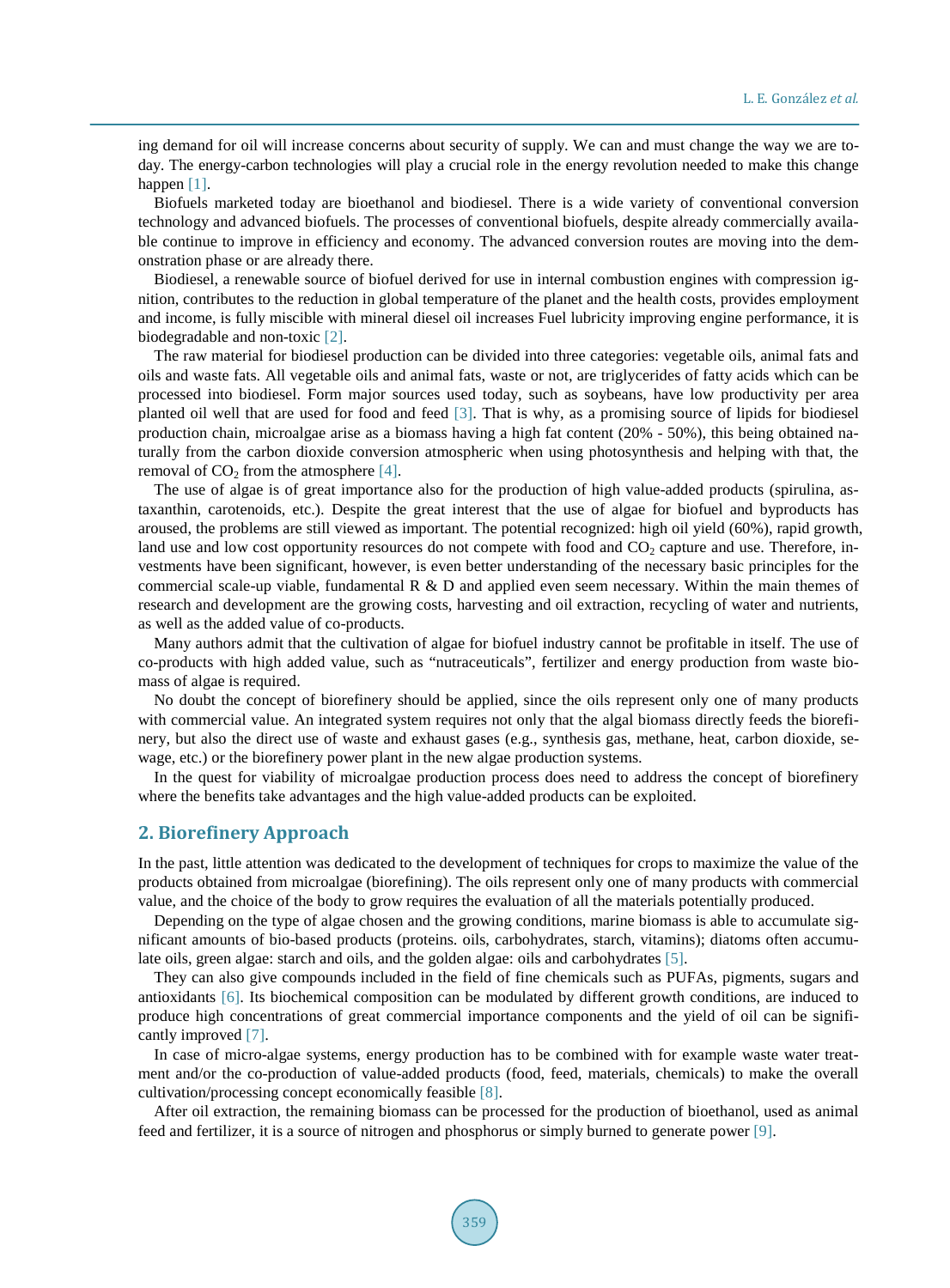ing demand for oil will increase concerns about security of supply. We can and must change the way we are today. The energy-carbon technologies will play a crucial role in the energy revolution needed to make this change happen [1].

Biofuels marketed today are bioethanol and biodiesel. There is a wide variety of conventional conversion technology and advanced biofuels. The processes of conventional biofuels, despite already commercially available continue to improve in efficiency and economy. The advanced conversion routes are moving into the demonstration phase or are already there.

Biodiesel, a renewable source of biofuel derived for use in internal combustion engines with compression ignition, contributes to the reduction in global temperature of the planet and the health costs, provides employment and income, is fully miscible with mineral diesel oil increases Fuel lubricity improving engine performance, it is biodegradable and non-toxic [2].

The raw material for biodiesel production can be divided into three categories: vegetable oils, animal fats and oils and waste fats. All vegetable oils and animal fats, waste or not, are triglycerides of fatty acids which can be processed into biodiesel. Form major sources used today, such as soybeans, have low productivity per area planted oil well that are used for food and feed [3]. That is why, as a promising source of lipids for biodiesel production chain, microalgae arise as a biomass having a high fat content (20% - 50%), this being obtained naturally from the carbon dioxide conversion atmospheric when using photosynthesis and helping with that, the removal of $CO_2$ from the atmosphere [4].

The use of algae is of great importance also for the production of high value-added products (spirulina, astaxanthin, carotenoids, etc.). Despite the great interest that the use of algae for biofuel and byproducts has aroused, the problems are still viewed as important. The potential recognized: high oil yield (60%), rapid growth, land use and low cost opportunity resources do not compete with food and $CO_2$ capture and use. Therefore, investments have been significant, however, is even better understanding of the necessary basic principles for the commercial scale-up viable, fundamental R & D and applied even seem necessary. Within the main themes of research and development are the growing costs, harvesting and oil extraction, recycling of water and nutrients, as well as the added value of co-products.

Many authors admit that the cultivation of algae for biofuel industry cannot be profitable in itself. The use of co-products with high added value, such as "nutraceuticals", fertilizer and energy production from waste biomass of algae is required.

No doubt the concept of biorefinery should be applied, since the oils represent only one of many products with commercial value. An integrated system requires not only that the algal biomass directly feeds the biorefinery, but also the direct use of waste and exhaust gases (e.g., synthesis gas, methane, heat, carbon dioxide, sewage, etc.) or the biorefinery power plant in the new algae production systems.

In the quest for viability of microalgae production process does need to address the concept of biorefinery where the benefits take advantages and the high value-added products can be exploited.

## 2. Biorefinery Approach

In the past, little attention was dedicated to the development of techniques for crops to maximize the value of the products obtained from microalgae (biorefining). The oils represent only one of many products with commercial value, and the choice of the body to grow requires the evaluation of all the materials potentially produced.

Depending on the type of algae chosen and the growing conditions, marine biomass is able to accumulate significant amounts of bio-based products (proteins. oils, carbohydrates, starch, vitamins); diatoms often accumulate oils, green algae: starch and oils, and the golden algae: oils and carbohydrates [5].

They can also give compounds included in the field of fine chemicals such as PUFAs, pigments, sugars and antioxidants [6]. Its biochemical composition can be modulated by different growth conditions, are induced to produce high concentrations of great commercial importance components and the yield of oil can be significantly improved [7].

In case of micro-algae systems, energy production has to be combined with for example waste water treatment and/or the co-production of value-added products (food, feed, materials, chemicals) to make the overall cultivation/processing concept economically feasible [8].

After oil extraction, the remaining biomass can be processed for the production of bioethanol, used as animal feed and fertilizer, it is a source of nitrogen and phosphorus or simply burned to generate power [9].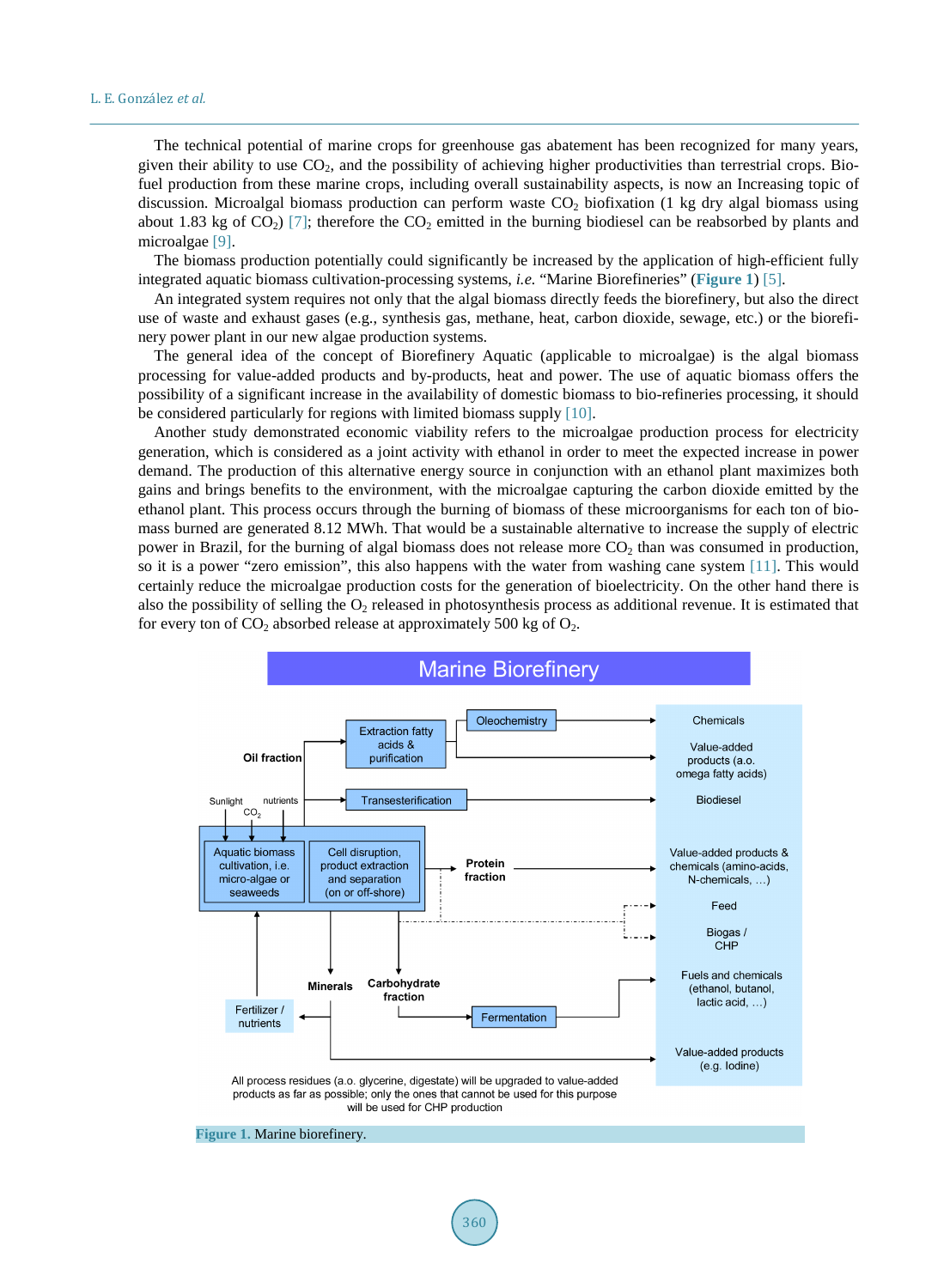The technical potential of marine crops for greenhouse gas abatement has been recognized for many years, given their ability to use $CO_2$, and the possibility of achieving higher productivities than terrestrial crops. Biofuel production from these marine crops, including overall sustainability aspects, is now an Increasing topic of discussion. Microalgal biomass production can perform waste $CO_2$ biofixation (1 kg dry algal biomass using about 1.83 kg of $CO_2$) [7]; therefore the $CO_2$ emitted in the burning biodiesel can be reabsorbed by plants and microalgae [9].

The biomass production potentially could significantly be increased by the application of high-efficient fully integrated aquatic biomass cultivation-processing systems, *i.e.* "Marine Biorefineries" (**Figure 1**) [5].

An integrated system requires not only that the algal biomass directly feeds the biorefinery, but also the direct use of waste and exhaust gases (e.g., synthesis gas, methane, heat, carbon dioxide, sewage, etc.) or the biorefinery power plant in our new algae production systems.

The general idea of the concept of Biorefinery Aquatic (applicable to microalgae) is the algal biomass processing for value-added products and by-products, heat and power. The use of aquatic biomass offers the possibility of a significant increase in the availability of domestic biomass to bio-refineries processing, it should be considered particularly for regions with limited biomass supply [10].

Another study demonstrated economic viability refers to the microalgae production process for electricity generation, which is considered as a joint activity with ethanol in order to meet the expected increase in power demand. The production of this alternative energy source in conjunction with an ethanol plant maximizes both gains and brings benefits to the environment, with the microalgae capturing the carbon dioxide emitted by the ethanol plant. This process occurs through the burning of biomass of these microorganisms for each ton of biomass burned are generated 8.12 MWh. That would be a sustainable alternative to increase the supply of electric power in Brazil, for the burning of algal biomass does not release more $CO_2$ than was consumed in production, so it is a power "zero emission", this also happens with the water from washing cane system [11]. This would certainly reduce the microalgae production costs for the generation of bioelectricity. On the other hand there is also the possibility of selling the $O_2$ released in photosynthesis process as additional revenue. It is estimated that for every ton of $CO_2$ absorbed release at approximately 500 kg of $O_2$.

**Figure 1.** Marine biorefinery.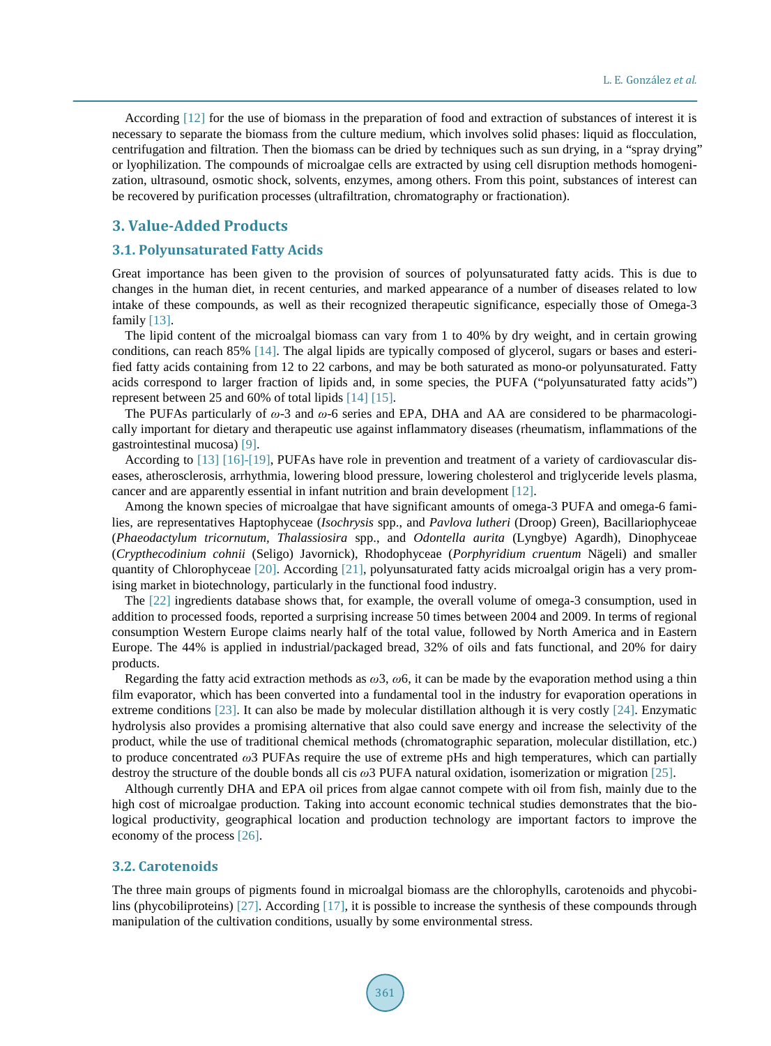According [12] for the use of biomass in the preparation of food and extraction of substances of interest it is necessary to separate the biomass from the culture medium, which involves solid phases: liquid as flocculation, centrifugation and filtration. Then the biomass can be dried by techniques such as sun drying, in a "spray drying" or lyophilization. The compounds of microalgae cells are extracted by using cell disruption methods homogenization, ultrasound, osmotic shock, solvents, enzymes, among others. From this point, substances of interest can be recovered by purification processes (ultrafiltration, chromatography or fractionation).

## 3. Value-Added Products

### 3.1. Polyunsaturated Fatty Acids

Great importance has been given to the provision of sources of polyunsaturated fatty acids. This is due to changes in the human diet, in recent centuries, and marked appearance of a number of diseases related to low intake of these compounds, as well as their recognized therapeutic significance, especially those of Omega-3 family [13].

The lipid content of the microalgal biomass can vary from 1 to 40% by dry weight, and in certain growing conditions, can reach 85% [14]. The algal lipids are typically composed of glycerol, sugars or bases and esterified fatty acids containing from 12 to 22 carbons, and may be both saturated as mono-or polyunsaturated. Fatty acids correspond to larger fraction of lipids and, in some species, the PUFA ("polyunsaturated fatty acids") represent between 25 and 60% of total lipids [14] [15].

The PUFAs particularly of $\omega$-3 and $\omega$-6 series and EPA, DHA and AA are considered to be pharmacologically important for dietary and therapeutic use against inflammatory diseases (rheumatism, inflammations of the gastrointestinal mucosa) [9].

According to [13] [16]-[19], PUFAs have role in prevention and treatment of a variety of cardiovascular diseases, atherosclerosis, arrhythmia, lowering blood pressure, lowering cholesterol and triglyceride levels plasma, cancer and are apparently essential in infant nutrition and brain development [12].

Among the known species of microalgae that have significant amounts of omega-3 PUFA and omega-6 families, are representatives Haptophyceae (*Isochrysis* spp., and *Pavlova lutheri* (Droop) Green), Bacillariophyceae (*Phaeodactylum tricornutum*, *Thalassiosira* spp., and *Odontella aurita* (Lyngbye) Agardh), Dinophyceae (*Crypthecodinium cohnii* (Seligo) Javornick), Rhodophyceae (*Porphyridium cruentum* Nägeli) and smaller quantity of Chlorophyceae [20]. According [21], polyunsaturated fatty acids microalgal origin has a very promising market in biotechnology, particularly in the functional food industry.

The [22] ingredients database shows that, for example, the overall volume of omega-3 consumption, used in addition to processed foods, reported a surprising increase 50 times between 2004 and 2009. In terms of regional consumption Western Europe claims nearly half of the total value, followed by North America and in Eastern Europe. The 44% is applied in industrial/packaged bread, 32% of oils and fats functional, and 20% for dairy products.

Regarding the fatty acid extraction methods as $\omega$3, $\omega$6, it can be made by the evaporation method using a thin film evaporator, which has been converted into a fundamental tool in the industry for evaporation operations in extreme conditions [23]. It can also be made by molecular distillation although it is very costly [24]. Enzymatic hydrolysis also provides a promising alternative that also could save energy and increase the selectivity of the product, while the use of traditional chemical methods (chromatographic separation, molecular distillation, etc.) to produce concentrated $\omega$3 PUFAs require the use of extreme pHs and high temperatures, which can partially destroy the structure of the double bonds all cis $\omega$3 PUFA natural oxidation, isomerization or migration [25].

Although currently DHA and EPA oil prices from algae cannot compete with oil from fish, mainly due to the high cost of microalgae production. Taking into account economic technical studies demonstrates that the biological productivity, geographical location and production technology are important factors to improve the economy of the process [26].

### 3.2. Carotenoids

The three main groups of pigments found in microalgal biomass are the chlorophylls, carotenoids and phycobilins (phycobiliproteins) [27]. According [17], it is possible to increase the synthesis of these compounds through manipulation of the cultivation conditions, usually by some environmental stress.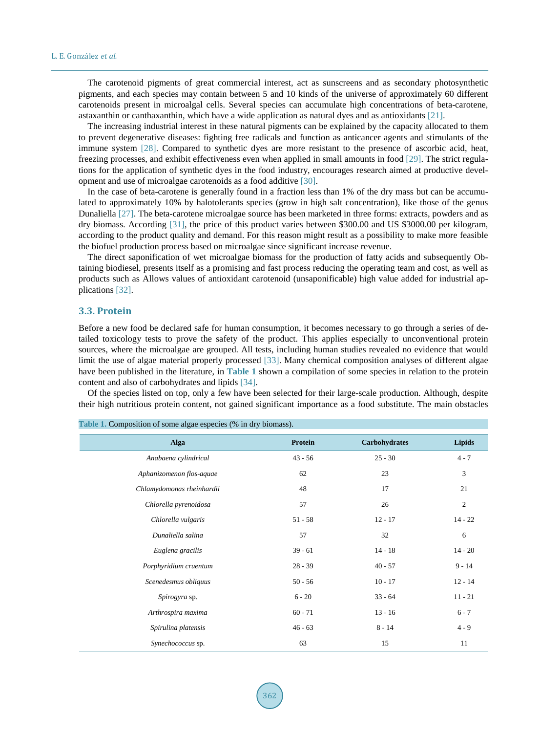The carotenoid pigments of great commercial interest, act as sunscreens and as secondary photosynthetic pigments, and each species may contain between 5 and 10 kinds of the universe of approximately 60 different carotenoids present in microalgal cells. Several species can accumulate high concentrations of beta-carotene, astaxanthin or canthaxanthin, which have a wide application as natural dyes and as antioxidants [21].

The increasing industrial interest in these natural pigments can be explained by the capacity allocated to them to prevent degenerative diseases: fighting free radicals and function as anticancer agents and stimulants of the immune system [28]. Compared to synthetic dyes are more resistant to the presence of ascorbic acid, heat, freezing processes, and exhibit effectiveness even when applied in small amounts in food [29]. The strict regulations for the application of synthetic dyes in the food industry, encourages research aimed at productive development and use of microalgae carotenoids as a food additive [30].

In the case of beta-carotene is generally found in a fraction less than 1% of the dry mass but can be accumulated to approximately 10% by halotolerants species (grow in high salt concentration), like those of the genus Dunaliella [27]. The beta-carotene microalgae source has been marketed in three forms: extracts, powders and as dry biomass. According [31], the price of this product varies between $300.00 and US $3000.00 per kilogram, according to the product quality and demand. For this reason might result as a possibility to make more feasible the biofuel production process based on microalgae since significant increase revenue.

The direct saponification of wet microalgae biomass for the production of fatty acids and subsequently Obtaining biodiesel, presents itself as a promising and fast process reducing the operating team and cost, as well as products such as Allows values of antioxidant carotenoid (unsaponificable) high value added for industrial applications [32].

### 3.3. Protein

Before a new food be declared safe for human consumption, it becomes necessary to go through a series of detailed toxicology tests to prove the safety of the product. This applies especially to unconventional protein sources, where the microalgae are grouped. All tests, including human studies revealed no evidence that would limit the use of algae material properly processed [33]. Many chemical composition analyses of different algae have been published in the literature, in **Table 1** shown a compilation of some species in relation to the protein content and also of carbohydrates and lipids [34].

Of the species listed on top, only a few have been selected for their large-scale production. Although, despite their high nutritious protein content, not gained significant importance as a food substitute. The main obstacles

**Table 1.** Composition of some algae especies (% in dry biomass).

| Alga | Protein | Carbohydrates | Lipids |
|---|---|---|---|
| *Anabaena cylindrical* | 43 - 56 | 25 - 30 | 4 - 7 |
| *Aphanizomenon flos-aquae* | 62 | 23 | 3 |
| *Chlamydomonas rheinhardii* | 48 | 17 | 21 |
| *Chlorella pyrenoidosa* | 57 | 26 | 2 |
| *Chlorella vulgaris* | 51 - 58 | 12 - 17 | 14 - 22 |
| *Dunaliella salina* | 57 | 32 | 6 |
| *Euglena gracilis* | 39 - 61 | 14 - 18 | 14 - 20 |
| *Porphyridium cruentum* | 28 - 39 | 40 - 57 | 9 - 14 |
| *Scenedesmus obliquus* | 50 - 56 | 10 - 17 | 12 - 14 |
| *Spirogyra* sp. | 6 - 20 | 33 - 64 | 11 - 21 |
| *Arthrospira maxima* | 60 - 71 | 13 - 16 | 6 - 7 |
| *Spirulina platensis* | 46 - 63 | 8 - 14 | 4 - 9 |
| *Synechococcus* sp. | 63 | 15 | 11 |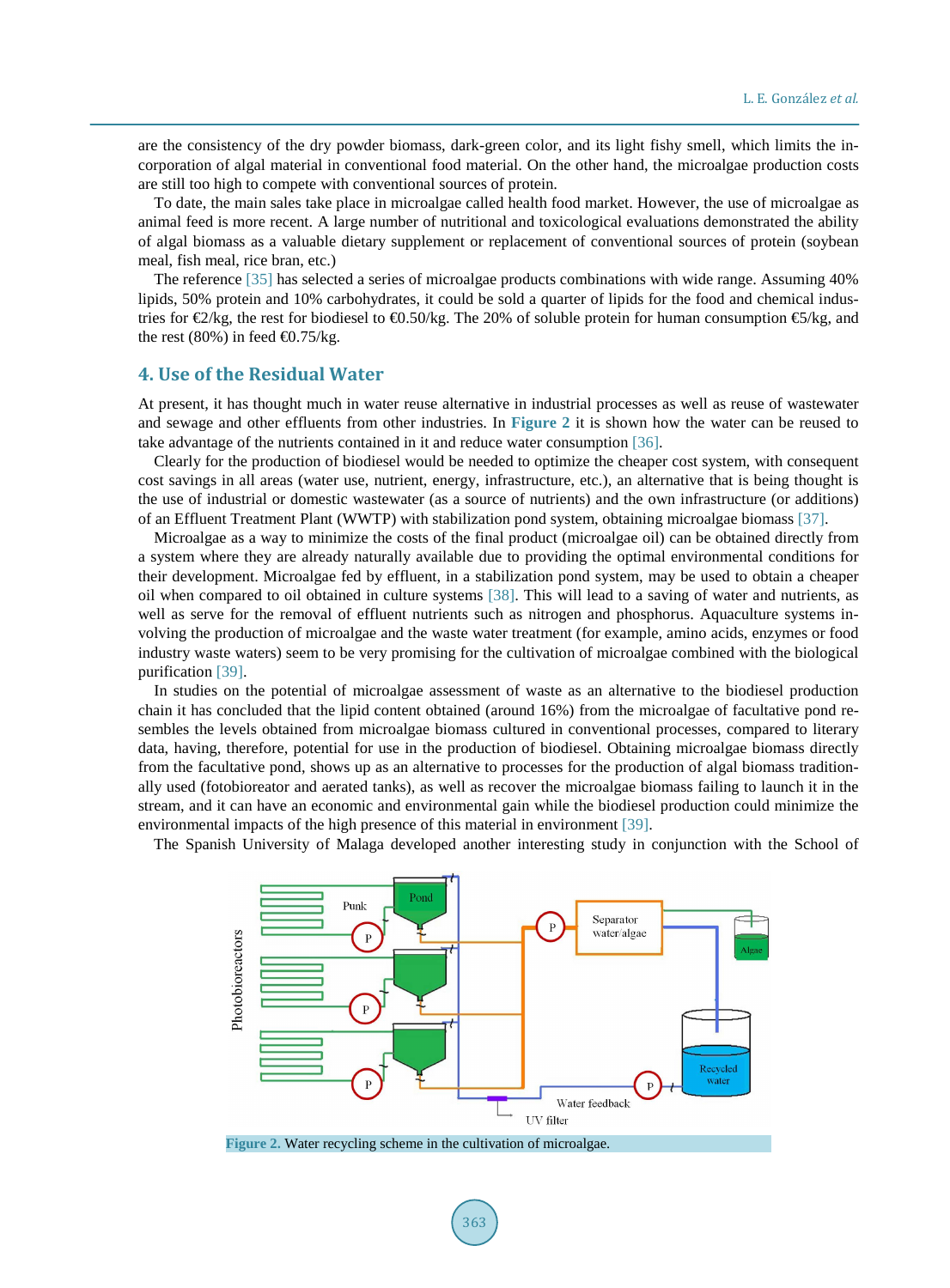are the consistency of the dry powder biomass, dark-green color, and its light fishy smell, which limits the incorporation of algal material in conventional food material. On the other hand, the microalgae production costs are still too high to compete with conventional sources of protein.

To date, the main sales take place in microalgae called health food market. However, the use of microalgae as animal feed is more recent. A large number of nutritional and toxicological evaluations demonstrated the ability of algal biomass as a valuable dietary supplement or replacement of conventional sources of protein (soybean meal, fish meal, rice bran, etc.)

The reference [35] has selected a series of microalgae products combinations with wide range. Assuming 40% lipids, 50% protein and 10% carbohydrates, it could be sold a quarter of lipids for the food and chemical industries for €2/kg, the rest for biodiesel to €0.50/kg. The 20% of soluble protein for human consumption €5/kg, and the rest (80%) in feed €0.75/kg.

## 4. Use of the Residual Water

At present, it has thought much in water reuse alternative in industrial processes as well as reuse of wastewater and sewage and other effluents from other industries. In **Figure 2** it is shown how the water can be reused to take advantage of the nutrients contained in it and reduce water consumption [36].

Clearly for the production of biodiesel would be needed to optimize the cheaper cost system, with consequent cost savings in all areas (water use, nutrient, energy, infrastructure, etc.), an alternative that is being thought is the use of industrial or domestic wastewater (as a source of nutrients) and the own infrastructure (or additions) of an Effluent Treatment Plant (WWTP) with stabilization pond system, obtaining microalgae biomass [37].

Microalgae as a way to minimize the costs of the final product (microalgae oil) can be obtained directly from a system where they are already naturally available due to providing the optimal environmental conditions for their development. Microalgae fed by effluent, in a stabilization pond system, may be used to obtain a cheaper oil when compared to oil obtained in culture systems [38]. This will lead to a saving of water and nutrients, as well as serve for the removal of effluent nutrients such as nitrogen and phosphorus. Aquaculture systems involving the production of microalgae and the waste water treatment (for example, amino acids, enzymes or food industry waste waters) seem to be very promising for the cultivation of microalgae combined with the biological purification [39].

In studies on the potential of microalgae assessment of waste as an alternative to the biodiesel production chain it has concluded that the lipid content obtained (around 16%) from the microalgae of facultative pond resembles the levels obtained from microalgae biomass cultured in conventional processes, compared to literary data, having, therefore, potential for use in the production of biodiesel. Obtaining microalgae biomass directly from the facultative pond, shows up as an alternative to processes for the production of algal biomass traditionally used (fotobioreator and aerated tanks), as well as recover the microalgae biomass failing to launch it in the stream, and it can have an economic and environmental gain while the biodiesel production could minimize the environmental impacts of the high presence of this material in environment [39].

The Spanish University of Malaga developed another interesting study in conjunction with the School of

Figure 2. Water recycling scheme in the cultivation of microalgae.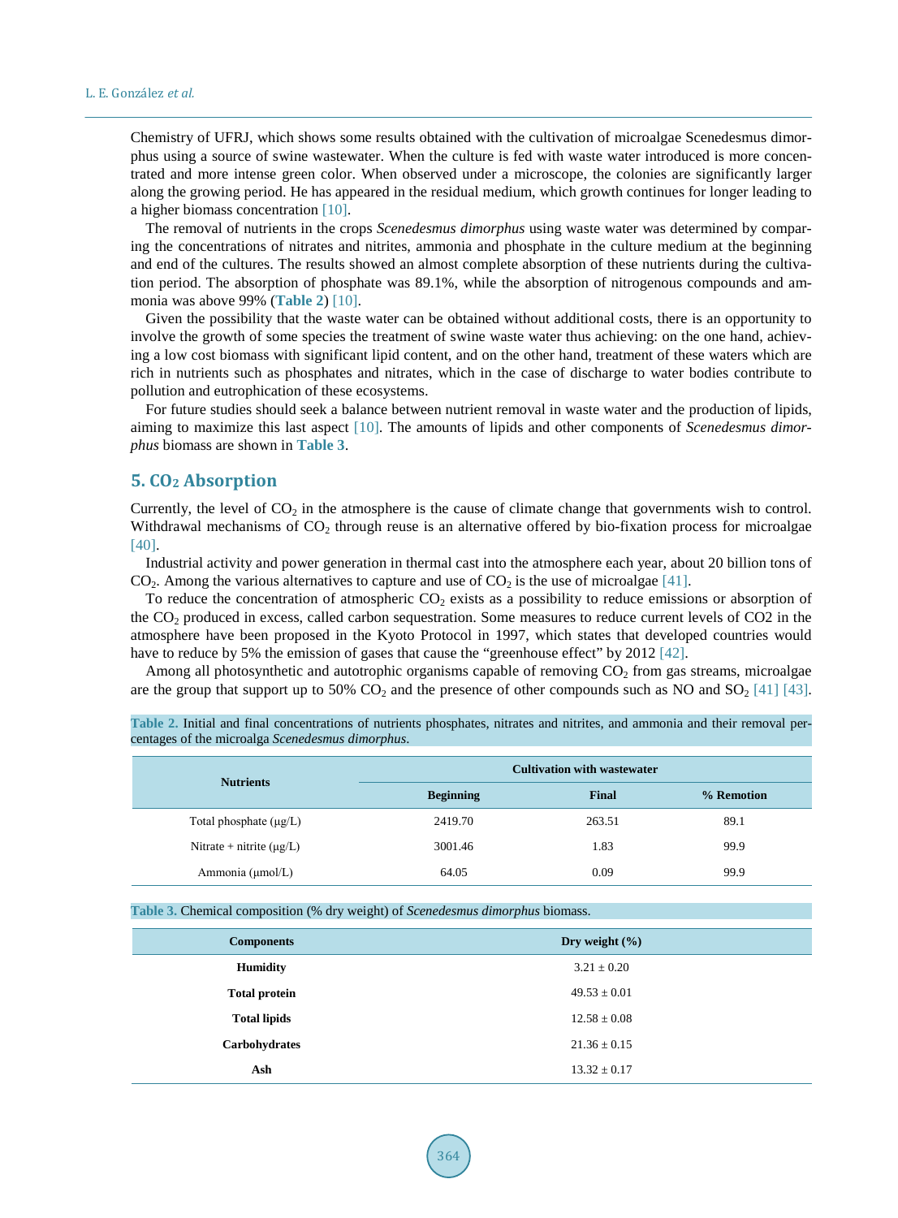Chemistry of UFRJ, which shows some results obtained with the cultivation of microalgae Scenedesmus dimorphus using a source of swine wastewater. When the culture is fed with waste water introduced is more concentrated and more intense green color. When observed under a microscope, the colonies are significantly larger along the growing period. He has appeared in the residual medium, which growth continues for longer leading to a higher biomass concentration [10].

The removal of nutrients in the crops *Scenedesmus dimorphus* using waste water was determined by comparing the concentrations of nitrates and nitrites, ammonia and phosphate in the culture medium at the beginning and end of the cultures. The results showed an almost complete absorption of these nutrients during the cultivation period. The absorption of phosphate was 89.1%, while the absorption of nitrogenous compounds and ammonia was above 99% (**Table 2**) [10].

Given the possibility that the waste water can be obtained without additional costs, there is an opportunity to involve the growth of some species the treatment of swine waste water thus achieving: on the one hand, achieving a low cost biomass with significant lipid content, and on the other hand, treatment of these waters which are rich in nutrients such as phosphates and nitrates, which in the case of discharge to water bodies contribute to pollution and eutrophication of these ecosystems.

For future studies should seek a balance between nutrient removal in waste water and the production of lipids, aiming to maximize this last aspect [10]. The amounts of lipids and other components of *Scenedesmus dimorphus* biomass are shown in **Table 3**.

## 5. $CO_2$ Absorption

Currently, the level of $CO_2$ in the atmosphere is the cause of climate change that governments wish to control. Withdrawal mechanisms of $CO_2$ through reuse is an alternative offered by bio-fixation process for microalgae [40].

Industrial activity and power generation in thermal cast into the atmosphere each year, about 20 billion tons of $CO_2$. Among the various alternatives to capture and use of $CO_2$ is the use of microalgae [41].

To reduce the concentration of atmospheric $CO_2$ exists as a possibility to reduce emissions or absorption of the $CO_2$ produced in excess, called carbon sequestration. Some measures to reduce current levels of CO2 in the atmosphere have been proposed in the Kyoto Protocol in 1997, which states that developed countries would have to reduce by 5% the emission of gases that cause the "greenhouse effect" by 2012 [42].

Among all photosynthetic and autotrophic organisms capable of removing $CO_2$ from gas streams, microalgae are the group that support up to 50% $CO_2$ and the presence of other compounds such as NO and $SO_2$ [41] [43].

**Table 2.** Initial and final concentrations of nutrients phosphates, nitrates and nitrites, and ammonia and their removal percentages of the microalga *Scenedesmus dimorphus*.

| Nutrients | Cultivation with wastewater | | |
|---|---|---|---|
| | Beginning | Final | % Remotion |
| Total phosphate (μg/L) | 2419.70 | 263.51 | 89.1 |
| Nitrate + nitrite (μg/L) | 3001.46 | 1.83 | 99.9 |
| Ammonia (μmol/L) | 64.05 | 0.09 | 99.9 |

**Table 3.** Chemical composition (% dry weight) of *Scenedesmus dimorphus* biomass.

| Components | Dry weight (%) |
|---|---|
| **Humidity** | 3.21 ± 0.20 |
| **Total protein** | 49.53 ± 0.01 |
| **Total lipids** | 12.58 ± 0.08 |
| **Carbohydrates** | 21.36 ± 0.15 |
| **Ash** | 13.32 ± 0.17 |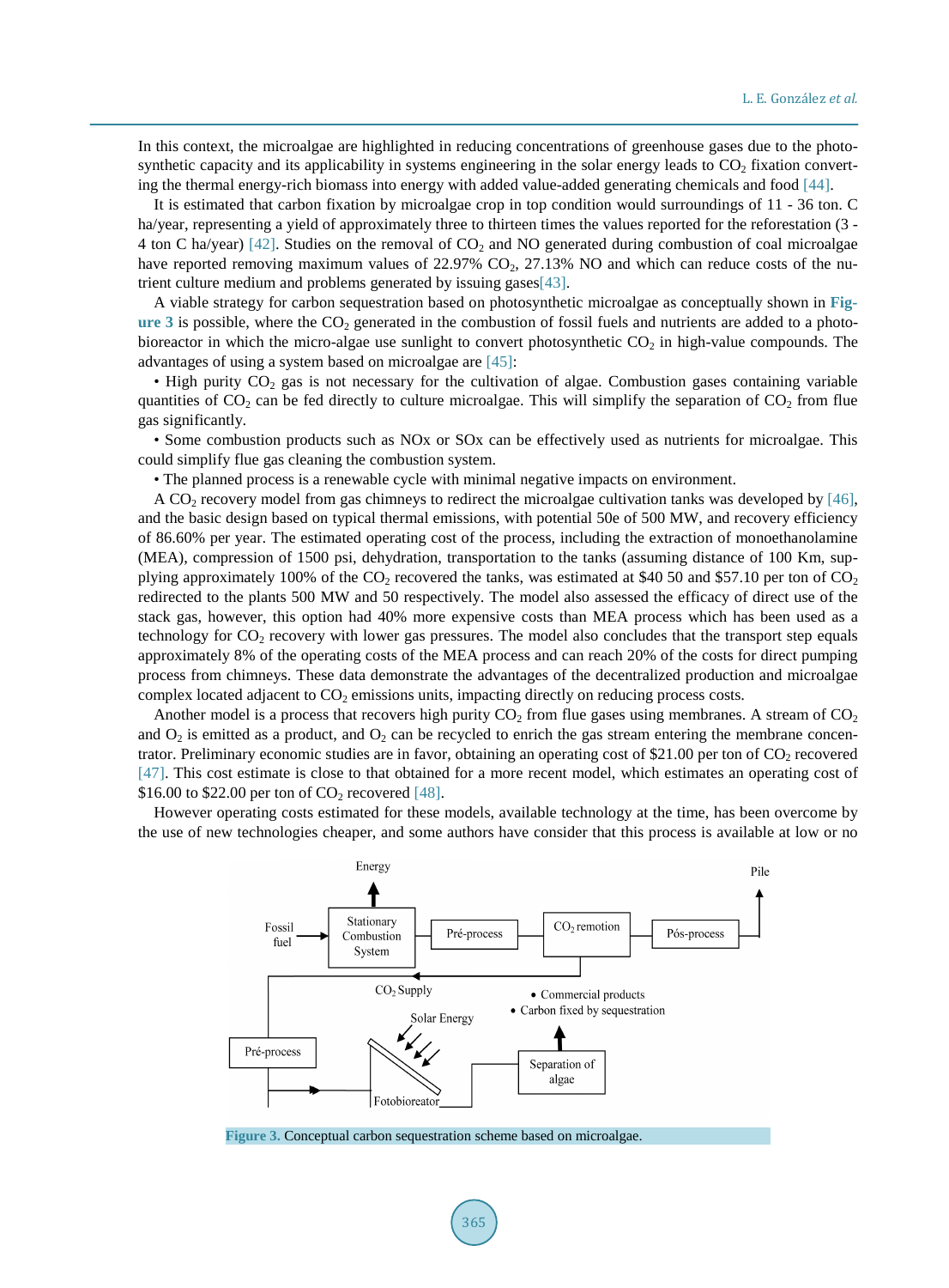In this context, the microalgae are highlighted in reducing concentrations of greenhouse gases due to the photosynthetic capacity and its applicability in systems engineering in the solar energy leads to $CO_2$ fixation converting the thermal energy-rich biomass into energy with added value-added generating chemicals and food [44].

It is estimated that carbon fixation by microalgae crop in top condition would surroundings of 11 - 36 ton. C ha/year, representing a yield of approximately three to thirteen times the values reported for the reforestation (3 - 4 ton C ha/year) [42]. Studies on the removal of $CO_2$ and NO generated during combustion of coal microalgae have reported removing maximum values of 22.97% $CO_2$, 27.13% NO and which can reduce costs of the nutrient culture medium and problems generated by issuing gases[43].

A viable strategy for carbon sequestration based on photosynthetic microalgae as conceptually shown in **Figure 3** is possible, where the $CO_2$ generated in the combustion of fossil fuels and nutrients are added to a photobioreactor in which the micro-algae use sunlight to convert photosynthetic $CO_2$ in high-value compounds. The advantages of using a system based on microalgae are [45]:

• High purity $CO_2$ gas is not necessary for the cultivation of algae. Combustion gases containing variable quantities of $CO_2$ can be fed directly to culture microalgae. This will simplify the separation of $CO_2$ from flue gas significantly.

• Some combustion products such as NOx or SOx can be effectively used as nutrients for microalgae. This could simplify flue gas cleaning the combustion system.

• The planned process is a renewable cycle with minimal negative impacts on environment.

A $CO_2$ recovery model from gas chimneys to redirect the microalgae cultivation tanks was developed by [46], and the basic design based on typical thermal emissions, with potential 50e of 500 MW, and recovery efficiency of 86.60% per year. The estimated operating cost of the process, including the extraction of monoethanolamine (MEA), compression of 1500 psi, dehydration, transportation to the tanks (assuming distance of 100 Km, supplying approximately 100% of the $CO_2$ recovered the tanks, was estimated at $40 50 and $57.10 per ton of $CO_2$ redirected to the plants 500 MW and 50 respectively. The model also assessed the efficacy of direct use of the stack gas, however, this option had 40% more expensive costs than MEA process which has been used as a technology for $CO_2$ recovery with lower gas pressures. The model also concludes that the transport step equals approximately 8% of the operating costs of the MEA process and can reach 20% of the costs for direct pumping process from chimneys. These data demonstrate the advantages of the decentralized production and microalgae complex located adjacent to $CO_2$ emissions units, impacting directly on reducing process costs.

Another model is a process that recovers high purity $CO_2$ from flue gases using membranes. A stream of $CO_2$ and $O_2$ is emitted as a product, and $O_2$ can be recycled to enrich the gas stream entering the membrane concentrator. Preliminary economic studies are in favor, obtaining an operating cost of $21.00 per ton of $CO_2$ recovered [47]. This cost estimate is close to that obtained for a more recent model, which estimates an operating cost of $16.00 to $22.00 per ton of $CO_2$ recovered [48].

However operating costs estimated for these models, available technology at the time, has been overcome by the use of new technologies cheaper, and some authors have consider that this process is available at low or no

Energy | Pile | Fossil fuel | Stationary Combustion System | Pré-process | $CO_2$ remotion | Pós-process | $CO_2$ Supply | • Commercial products • Carbon fixed by sequestration | Solar Energy | Pré-process | Fotobioreator | Separation of algae

Figure 3. Conceptual carbon sequestration scheme based on microalgae.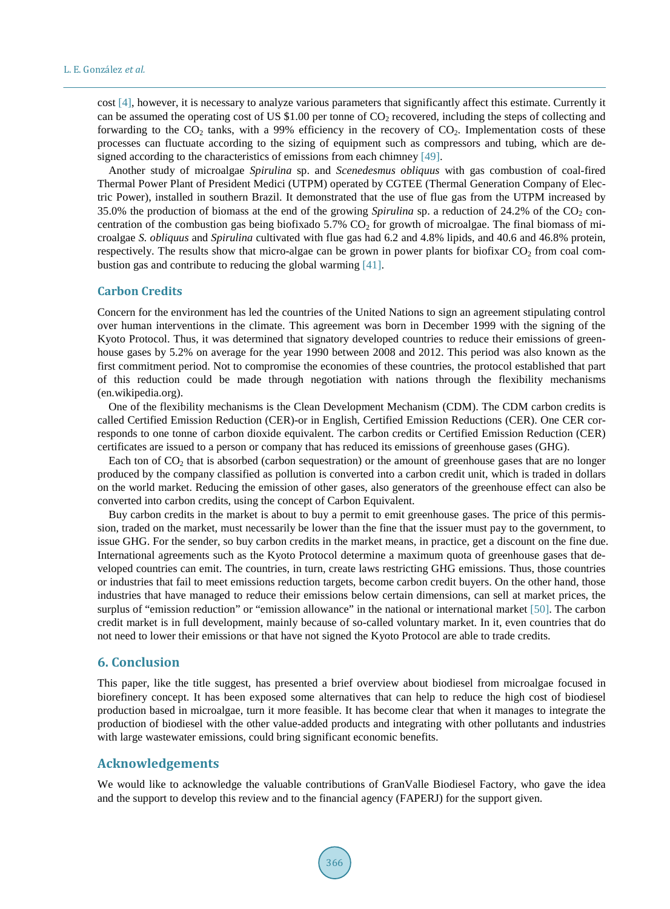cost [4], however, it is necessary to analyze various parameters that significantly affect this estimate. Currently it can be assumed the operating cost of US $1.00 per tonne of $CO_2$ recovered, including the steps of collecting and forwarding to the $CO_2$ tanks, with a 99% efficiency in the recovery of $CO_2$. Implementation costs of these processes can fluctuate according to the sizing of equipment such as compressors and tubing, which are designed according to the characteristics of emissions from each chimney [49].

Another study of microalgae *Spirulina* sp. and *Scenedesmus obliquus* with gas combustion of coal-fired Thermal Power Plant of President Medici (UTPM) operated by CGTEE (Thermal Generation Company of Electric Power), installed in southern Brazil. It demonstrated that the use of flue gas from the UTPM increased by 35.0% the production of biomass at the end of the growing *Spirulina* sp. a reduction of 24.2% of the $CO_2$ concentration of the combustion gas being biofixado 5.7% $CO_2$ for growth of microalgae. The final biomass of microalgae *S. obliquus* and *Spirulina* cultivated with flue gas had 6.2 and 4.8% lipids, and 40.6 and 46.8% protein, respectively. The results show that micro-algae can be grown in power plants for biofixar $CO_2$ from coal combustion gas and contribute to reducing the global warming [41].

### Carbon Credits

Concern for the environment has led the countries of the United Nations to sign an agreement stipulating control over human interventions in the climate. This agreement was born in December 1999 with the signing of the Kyoto Protocol. Thus, it was determined that signatory developed countries to reduce their emissions of greenhouse gases by 5.2% on average for the year 1990 between 2008 and 2012. This period was also known as the first commitment period. Not to compromise the economies of these countries, the protocol established that part of this reduction could be made through negotiation with nations through the flexibility mechanisms (en.wikipedia.org).

One of the flexibility mechanisms is the Clean Development Mechanism (CDM). The CDM carbon credits is called Certified Emission Reduction (CER)-or in English, Certified Emission Reductions (CER). One CER corresponds to one tonne of carbon dioxide equivalent. The carbon credits or Certified Emission Reduction (CER) certificates are issued to a person or company that has reduced its emissions of greenhouse gases (GHG).

Each ton of $CO_2$ that is absorbed (carbon sequestration) or the amount of greenhouse gases that are no longer produced by the company classified as pollution is converted into a carbon credit unit, which is traded in dollars on the world market. Reducing the emission of other gases, also generators of the greenhouse effect can also be converted into carbon credits, using the concept of Carbon Equivalent.

Buy carbon credits in the market is about to buy a permit to emit greenhouse gases. The price of this permission, traded on the market, must necessarily be lower than the fine that the issuer must pay to the government, to issue GHG. For the sender, so buy carbon credits in the market means, in practice, get a discount on the fine due. International agreements such as the Kyoto Protocol determine a maximum quota of greenhouse gases that developed countries can emit. The countries, in turn, create laws restricting GHG emissions. Thus, those countries or industries that fail to meet emissions reduction targets, become carbon credit buyers. On the other hand, those industries that have managed to reduce their emissions below certain dimensions, can sell at market prices, the surplus of "emission reduction" or "emission allowance" in the national or international market [50]. The carbon credit market is in full development, mainly because of so-called voluntary market. In it, even countries that do not need to lower their emissions or that have not signed the Kyoto Protocol are able to trade credits.

## 6. Conclusion

This paper, like the title suggest, has presented a brief overview about biodiesel from microalgae focused in biorefinery concept. It has been exposed some alternatives that can help to reduce the high cost of biodiesel production based in microalgae, turn it more feasible. It has become clear that when it manages to integrate the production of biodiesel with the other value-added products and integrating with other pollutants and industries with large wastewater emissions, could bring significant economic benefits.

## Acknowledgements

We would like to acknowledge the valuable contributions of GranValle Biodiesel Factory, who gave the idea and the support to develop this review and to the financial agency (FAPERJ) for the support given.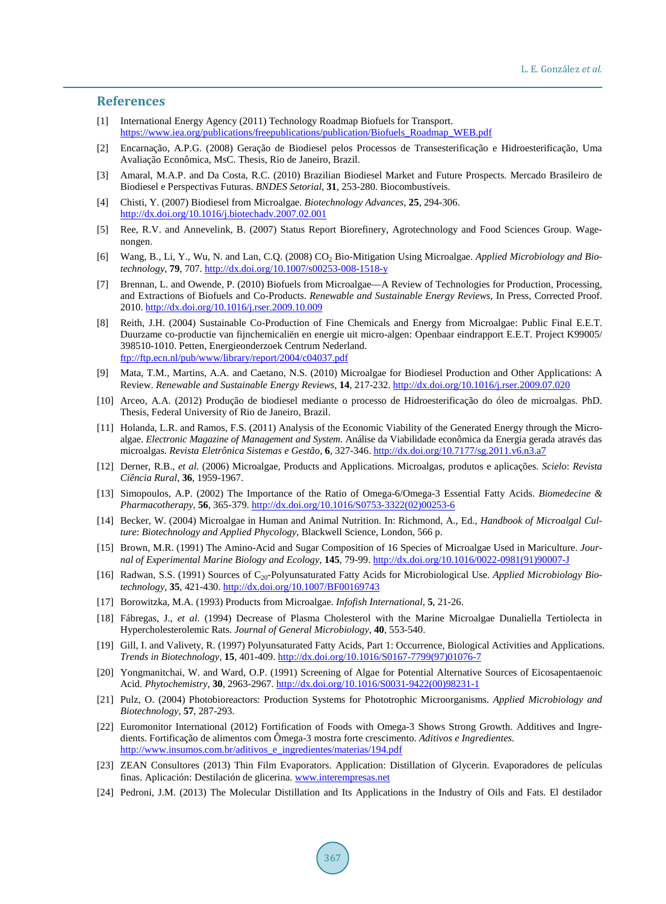## References

[1] International Energy Agency (2011) Technology Roadmap Biofuels for Transport. https://www.iea.org/publications/freepublications/publication/Biofuels_Roadmap_WEB.pdf

[2] Encarnação, A.P.G. (2008) Geração de Biodiesel pelos Processos de Transesterificação e Hidroesterificação, Uma Avaliação Econômica, MsC. Thesis, Rio de Janeiro, Brazil.

[3] Amaral, M.A.P. and Da Costa, R.C. (2010) Brazilian Biodiesel Market and Future Prospects. Mercado Brasileiro de Biodiesel e Perspectivas Futuras. *BNDES Setorial*, **31**, 253-280. Biocombustíveis.

[4] Chisti, Y. (2007) Biodiesel from Microalgae. *Biotechnology Advances*, **25**, 294-306. http://dx.doi.org/10.1016/j.biotechadv.2007.02.001

[5] Ree, R.V. and Annevelink, B. (2007) Status Report Biorefinery, Agrotechnology and Food Sciences Group. Wagenongen.

[6] Wang, B., Li, Y., Wu, N. and Lan, C.Q. (2008) $CO_2$ Bio-Mitigation Using Microalgae. *Applied Microbiology and Biotechnology*, **79**, 707. http://dx.doi.org/10.1007/s00253-008-1518-y

[7] Brennan, L. and Owende, P. (2010) Biofuels from Microalgae—A Review of Technologies for Production, Processing, and Extractions of Biofuels and Co-Products. *Renewable and Sustainable Energy Reviews*, In Press, Corrected Proof. 2010. http://dx.doi.org/10.1016/j.rser.2009.10.009

[8] Reith, J.H. (2004) Sustainable Co-Production of Fine Chemicals and Energy from Microalgae: Public Final E.E.T. Duurzame co-productie van fijnchemicaliën en energie uit micro-algen: Openbaar eindrapport E.E.T. Project K99005/398510-1010. Petten, Energieonderzoek Centrum Nederland. ftp://ftp.ecn.nl/pub/www/library/report/2004/c04037.pdf

[9] Mata, T.M., Martins, A.A. and Caetano, N.S. (2010) Microalgae for Biodiesel Production and Other Applications: A Review. *Renewable and Sustainable Energy Reviews*, **14**, 217-232. http://dx.doi.org/10.1016/j.rser.2009.07.020

[10] Arceo, A.A. (2012) Produção de biodiesel mediante o processo de Hidroesterificação do óleo de microalgas. PhD. Thesis, Federal University of Rio de Janeiro, Brazil.

[11] Holanda, L.R. and Ramos, F.S. (2011) Analysis of the Economic Viability of the Generated Energy through the Microalgae. *Electronic Magazine of Management and System*. Análise da Viabilidade econômica da Energia gerada através das microalgas. *Revista Eletrônica Sistemas e Gestão*, **6**, 327-346. http://dx.doi.org/10.7177/sg.2011.v6.n3.a7

[12] Derner, R.B., *et al.* (2006) Microalgae, Products and Applications. Microalgas, produtos e aplicações. *Scielo*: *Revista Ciência Rural*, **36**, 1959-1967.

[13] Simopoulos, A.P. (2002) The Importance of the Ratio of Omega-6/Omega-3 Essential Fatty Acids. *Biomedecine & Pharmacotherapy*, **56**, 365-379. http://dx.doi.org/10.1016/S0753-3322(02)00253-6

[14] Becker, W. (2004) Microalgae in Human and Animal Nutrition. In: Richmond, A., Ed., *Handbook of Microalgal Culture*: *Biotechnology and Applied Phycology*, Blackwell Science, London, 566 p.

[15] Brown, M.R. (1991) The Amino-Acid and Sugar Composition of 16 Species of Microalgae Used in Mariculture. *Journal of Experimental Marine Biology and Ecology*, **145**, 79-99. http://dx.doi.org/10.1016/0022-0981(91)90007-J

[16] Radwan, S.S. (1991) Sources of $C_{20}$-Polyunsaturated Fatty Acids for Microbiological Use. *Applied Microbiology Biotechnology*, **35**, 421-430. http://dx.doi.org/10.1007/BF00169743

[17] Borowitzka, M.A. (1993) Products from Microalgae. *Infofish International*, **5**, 21-26.

[18] Fábregas, J., *et al.* (1994) Decrease of Plasma Cholesterol with the Marine Microalgae Dunaliella Tertiolecta in Hypercholesterolemic Rats. *Journal of General Microbiology*, **40**, 553-540.

[19] Gill, I. and Valivety, R. (1997) Polyunsaturated Fatty Acids, Part 1: Occurrence, Biological Activities and Applications. *Trends in Biotechnology*, **15**, 401-409. http://dx.doi.org/10.1016/S0167-7799(97)01076-7

[20] Yongmanitchai, W. and Ward, O.P. (1991) Screening of Algae for Potential Alternative Sources of Eicosapentaenoic Acid. *Phytochemistry*, **30**, 2963-2967. http://dx.doi.org/10.1016/S0031-9422(00)98231-1

[21] Pulz, O. (2004) Photobioreactors: Production Systems for Phototrophic Microorganisms. *Applied Microbiology and Biotechnology*, **57**, 287-293.

[22] Euromonitor International (2012) Fortification of Foods with Omega-3 Shows Strong Growth. Additives and Ingredients. Fortificação de alimentos com Ômega-3 mostra forte crescimento. *Aditivos e Ingredientes.* http://www.insumos.com.br/aditivos_e_ingredientes/materias/194.pdf

[23] ZEAN Consultores (2013) Thin Film Evaporators. Application: Distillation of Glycerin. Evaporadores de películas finas. Aplicación: Destilación de glicerina. www.interempresas.net

[24] Pedroni, J.M. (2013) The Molecular Distillation and Its Applications in the Industry of Oils and Fats. El destilador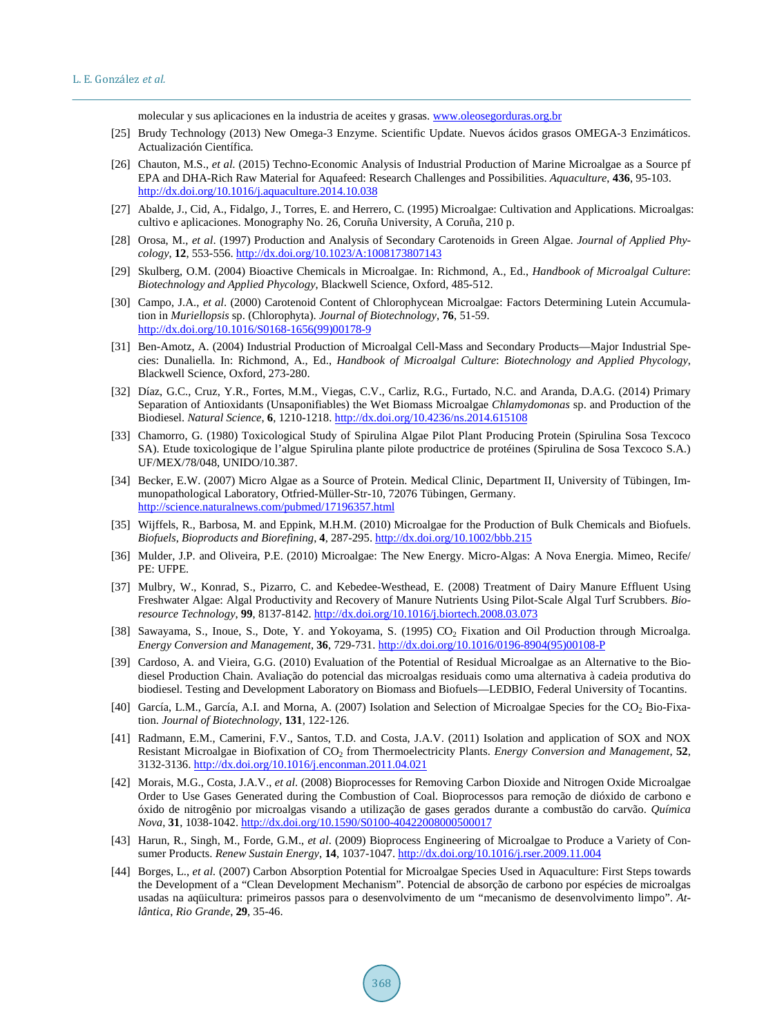molecular y sus aplicaciones en la industria de aceites y grasas. www.oleosegorduras.org.br

[25] Brudy Technology (2013) New Omega-3 Enzyme. Scientific Update. Nuevos ácidos grasos OMEGA-3 Enzimáticos. Actualización Científica.

[26] Chauton, M.S., *et al.* (2015) Techno-Economic Analysis of Industrial Production of Marine Microalgae as a Source pf EPA and DHA-Rich Raw Material for Aquafeed: Research Challenges and Possibilities. *Aquaculture*, **436**, 95-103. http://dx.doi.org/10.1016/j.aquaculture.2014.10.038

[27] Abalde, J., Cid, A., Fidalgo, J., Torres, E. and Herrero, C. (1995) Microalgae: Cultivation and Applications. Microalgas: cultivo e aplicaciones. Monography No. 26, Coruña University, A Coruña, 210 p.

[28] Orosa, M., *et al*. (1997) Production and Analysis of Secondary Carotenoids in Green Algae. *Journal of Applied Phycology*, **12**, 553-556. http://dx.doi.org/10.1023/A:1008173807143

[29] Skulberg, O.M. (2004) Bioactive Chemicals in Microalgae. In: Richmond, A., Ed., *Handbook of Microalgal Culture*: *Biotechnology and Applied Phycology*, Blackwell Science, Oxford, 485-512.

[30] Campo, J.A., *et al*. (2000) Carotenoid Content of Chlorophycean Microalgae: Factors Determining Lutein Accumulation in *Muriellopsis* sp. (Chlorophyta). *Journal of Biotechnology*, **76**, 51-59. http://dx.doi.org/10.1016/S0168-1656(99)00178-9

[31] Ben-Amotz, A. (2004) Industrial Production of Microalgal Cell-Mass and Secondary Products—Major Industrial Species: Dunaliella. In: Richmond, A., Ed., *Handbook of Microalgal Culture*: *Biotechnology and Applied Phycology*, Blackwell Science, Oxford, 273-280.

[32] Díaz, G.C., Cruz, Y.R., Fortes, M.M., Viegas, C.V., Carliz, R.G., Furtado, N.C. and Aranda, D.A.G. (2014) Primary Separation of Antioxidants (Unsaponifiables) the Wet Biomass Microalgae *Chlamydomonas* sp. and Production of the Biodiesel. *Natural Science*, **6**, 1210-1218. http://dx.doi.org/10.4236/ns.2014.615108

[33] Chamorro, G. (1980) Toxicological Study of Spirulina Algae Pilot Plant Producing Protein (Spirulina Sosa Texcoco SA). Etude toxicologique de l'algue Spirulina plante pilote productrice de protéines (Spirulina de Sosa Texcoco S.A.) UF/MEX/78/048, UNIDO/10.387.

[34] Becker, E.W. (2007) Micro Algae as a Source of Protein. Medical Clinic, Department II, University of Tübingen, Immunopathological Laboratory, Otfried-Müller-Str-10, 72076 Tübingen, Germany. http://science.naturalnews.com/pubmed/17196357.html

[35] Wijffels, R., Barbosa, M. and Eppink, M.H.M. (2010) Microalgae for the Production of Bulk Chemicals and Biofuels. *Biofuels*, *Bioproducts and Biorefining*, **4**, 287-295. http://dx.doi.org/10.1002/bbb.215

[36] Mulder, J.P. and Oliveira, P.E. (2010) Microalgae: The New Energy. Micro-Algas: A Nova Energia. Mimeo, Recife/ PE: UFPE.

[37] Mulbry, W., Konrad, S., Pizarro, C. and Kebedee-Westhead, E. (2008) Treatment of Dairy Manure Effluent Using Freshwater Algae: Algal Productivity and Recovery of Manure Nutrients Using Pilot-Scale Algal Turf Scrubbers. *Bioresource Technology*, **99**, 8137-8142. http://dx.doi.org/10.1016/j.biortech.2008.03.073

[38] Sawayama, S., Inoue, S., Dote, Y. and Yokoyama, S. (1995) $CO_2$ Fixation and Oil Production through Microalga. *Energy Conversion and Management*, **36**, 729-731. http://dx.doi.org/10.1016/0196-8904(95)00108-P

[39] Cardoso, A. and Vieira, G.G. (2010) Evaluation of the Potential of Residual Microalgae as an Alternative to the Biodiesel Production Chain. Avaliação do potencial das microalgas residuais como uma alternativa à cadeia produtiva do biodiesel. Testing and Development Laboratory on Biomass and Biofuels—LEDBIO, Federal University of Tocantins.

[40] García, L.M., García, A.I. and Morna, A. (2007) Isolation and Selection of Microalgae Species for the $CO_2$ Bio-Fixation. *Journal of Biotechnology*, **131**, 122-126.

[41] Radmann, E.M., Camerini, F.V., Santos, T.D. and Costa, J.A.V. (2011) Isolation and application of SOX and NOX Resistant Microalgae in Biofixation of $CO_2$ from Thermoelectricity Plants. *Energy Conversion and Management*, **52**, 3132-3136. http://dx.doi.org/10.1016/j.enconman.2011.04.021

[42] Morais, M.G., Costa, J.A.V., *et al*. (2008) Bioprocesses for Removing Carbon Dioxide and Nitrogen Oxide Microalgae Order to Use Gases Generated during the Combustion of Coal. Bioprocessos para remoção de dióxido de carbono e óxido de nitrogênio por microalgas visando a utilização de gases gerados durante a combustão do carvão. *Química Nova*, **31**, 1038-1042. http://dx.doi.org/10.1590/S0100-40422008000500017

[43] Harun, R., Singh, M., Forde, G.M., *et al*. (2009) Bioprocess Engineering of Microalgae to Produce a Variety of Consumer Products. *Renew Sustain Energy*, **14**, 1037-1047. http://dx.doi.org/10.1016/j.rser.2009.11.004

[44] Borges, L., *et al*. (2007) Carbon Absorption Potential for Microalgae Species Used in Aquaculture: First Steps towards the Development of a "Clean Development Mechanism". Potencial de absorção de carbono por espécies de microalgas usadas na aqüicultura: primeiros passos para o desenvolvimento de um "mecanismo de desenvolvimento limpo". *Atlântica*, *Rio Grande*, **29**, 35-46.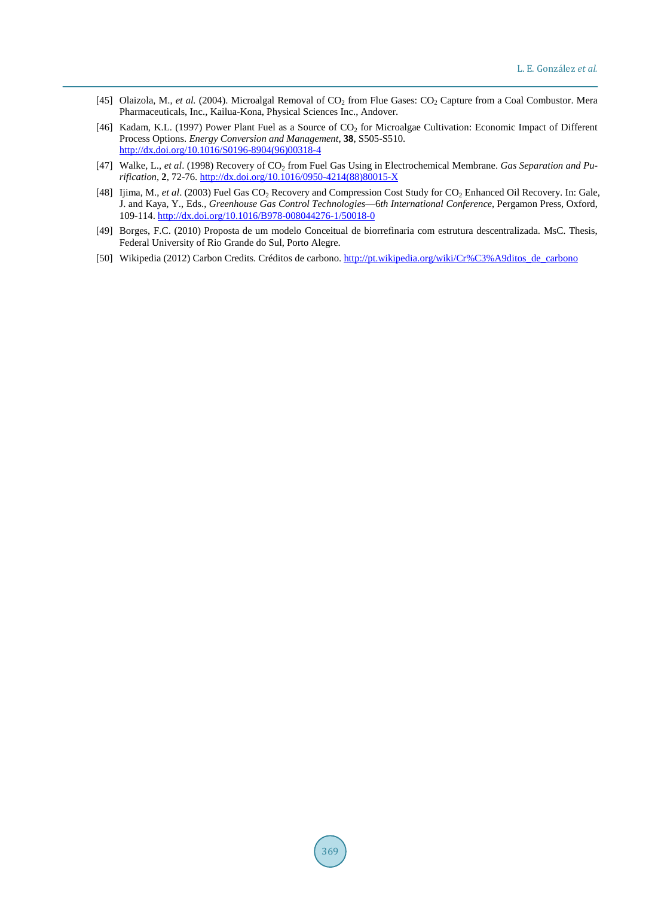[45] Olaizola, M., *et al.* (2004). Microalgal Removal of $CO_2$ from Flue Gases: $CO_2$ Capture from a Coal Combustor. Mera Pharmaceuticals, Inc., Kailua-Kona, Physical Sciences Inc., Andover.

[46] Kadam, K.L. (1997) Power Plant Fuel as a Source of $CO_2$ for Microalgae Cultivation: Economic Impact of Different Process Options. *Energy Conversion and Management*, **38**, S505-S510. http://dx.doi.org/10.1016/S0196-8904(96)00318-4

[47] Walke, L., *et al*. (1998) Recovery of $CO_2$ from Fuel Gas Using in Electrochemical Membrane. *Gas Separation and Purification*, **2**, 72-76. http://dx.doi.org/10.1016/0950-4214(88)80015-X

[48] Ijima, M., *et al*. (2003) Fuel Gas $CO_2$ Recovery and Compression Cost Study for $CO_2$ Enhanced Oil Recovery. In: Gale, J. and Kaya, Y., Eds., *Greenhouse Gas Control Technologies*—6*th International Conference*, Pergamon Press, Oxford, 109-114. http://dx.doi.org/10.1016/B978-008044276-1/50018-0

[49] Borges, F.C. (2010) Proposta de um modelo Conceitual de biorrefinaria com estrutura descentralizada. MsC. Thesis, Federal University of Rio Grande do Sul, Porto Alegre.

[50] Wikipedia (2012) Carbon Credits. Créditos de carbono. http://pt.wikipedia.org/wiki/Cr%C3%A9ditos_de_carbono